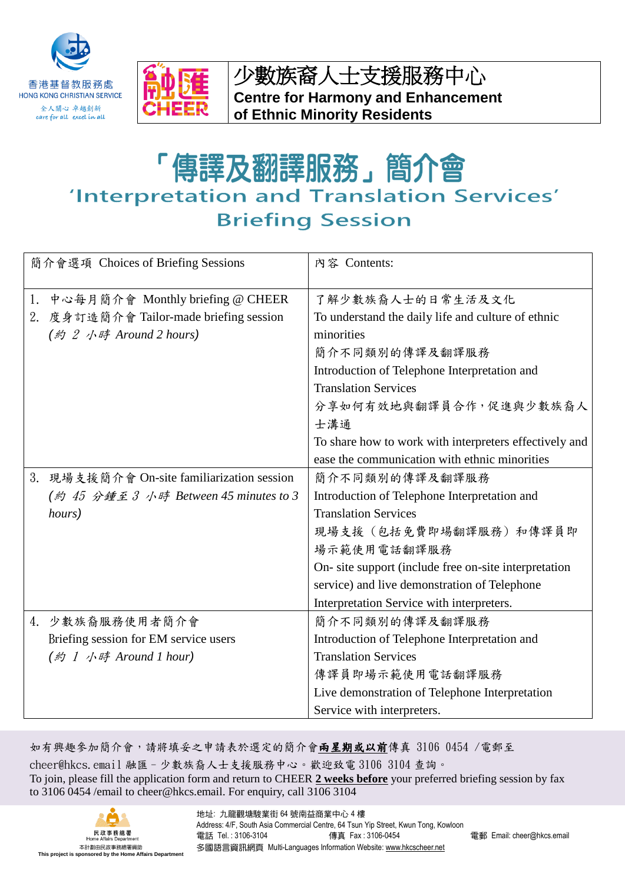香港基督教服務處
HONG KONG CHRISTIAN SERVICE
全人關心 卓越創新
care for all excel in all

融匯 CHEER

少數族裔人士支援服務中心
**Centre for Harmony and Enhancement of Ethnic Minority Residents**

# 「傳譯及翻譯服務」簡介會
## 'Interpretation and Translation Services' Briefing Session

| 簡介會選項 Choices of Briefing Sessions | 內容 Contents: |
|---|---|
| 1. 中心每月簡介會 Monthly briefing @ CHEER<br>2. 度身訂造簡介會 Tailor-made briefing session<br>*(約 2 小時 Around 2 hours)* | 了解少數族裔人士的日常生活及文化<br>To understand the daily life and culture of ethnic minorities<br>簡介不同類別的傳譯及翻譯服務<br>Introduction of Telephone Interpretation and Translation Services<br>分享如何有效地與翻譯員合作，促進與少數族裔人士溝通<br>To share how to work with interpreters effectively and ease the communication with ethnic minorities |
| 3. 現場支援簡介會 On-site familiarization session<br>*(約 45 分鐘至 3 小時 Between 45 minutes to 3 hours)* | 簡介不同類別的傳譯及翻譯服務<br>Introduction of Telephone Interpretation and Translation Services<br>現場支援（包括免費即場翻譯服務）和傳譯員即場示範使用電話翻譯服務<br>On- site support (include free on-site interpretation service) and live demonstration of Telephone Interpretation Service with interpreters. |
| 4. 少數族裔服務使用者簡介會<br>Briefing session for EM service users<br>*(約 1 小時 Around 1 hour)* | 簡介不同類別的傳譯及翻譯服務<br>Introduction of Telephone Interpretation and Translation Services<br>傳譯員即場示範使用電話翻譯服務<br>Live demonstration of Telephone Interpretation Service with interpreters. |

如有興趣參加簡介會，請將填妥之申請表於選定的簡介會**兩星期或以前**傳真 3106 0454 /電郵至 cheer@hkcs.email 融匯－少數族裔人士支援服務中心。歡迎致電 3106 3104 查詢。
To join, please fill the application form and return to CHEER **2 weeks before** your preferred briefing session by fax to 3106 0454 /email to cheer@hkcs.email. For enquiry, call 3106 3104

民政事務總署
Home Affairs Department
本計劃由民政事務總署資助
**This project is sponsored by the Home Affairs Department**

地址: 九龍觀塘駿業街 64 號南益商業中心 4 樓
Address: 4/F, South Asia Commercial Centre, 64 Tsun Yip Street, Kwun Tong, Kowloon
電話 Tel. : 3106-3104 傳真 Fax : 3106-0454 電郵 Email: cheer@hkcs.email
多國語言資訊網頁 Multi-Languages Information Website: www.hkcscheer.net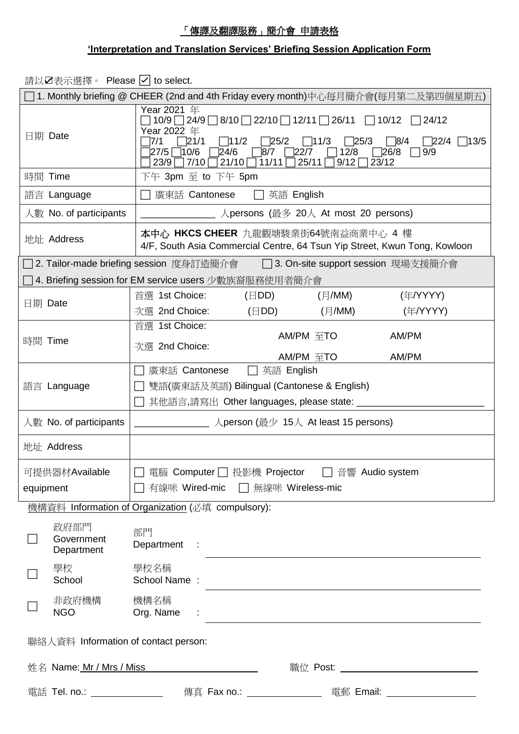# 「傳譯及翻譯服務」簡介會 申請表格

## 'Interpretation and Translation Services' Briefing Session Application Form

請以☑表示選擇。 Please ☑ to select.

| | |
|---|---|
| ☐ 1. Monthly briefing @ CHEER (2nd and 4th Friday every month)中心每月簡介會(每月第二及第四個星期五) | |
| 日期 Date | Year 2021 年<br>☐ 10/9 ☐ 24/9 ☐ 8/10 ☐ 22/10 ☐ 12/11 ☐ 26/11 ☐ 10/12 ☐ 24/12<br>Year 2022 年<br>☐ 7/1 ☐ 21/1 ☐ 11/2 ☐ 25/2 ☐ 11/3 ☐ 25/3 ☐ 8/4 ☐ 22/4 ☐ 13/5<br>☐ 27/5 ☐ 10/6 ☐ 24/6 ☐ 8/7 ☐ 22/7 ☐ 12/8 ☐ 26/8 ☐ 9/9<br>☐ 23/9 ☐ 7/10 ☐ 21/10 ☐ 11/11 ☐ 25/11 ☐ 9/12 ☐ 23/12 |
| 時間 Time | 下午 3pm 至 to 下午 5pm |
| 語言 Language | ☐ 廣東話 Cantonese ☐ 英語 English |
| 人數 No. of participants | ______________ 人persons (最多 20人 At most 20 persons) |
| 地址 Address | **本中心 HKCS CHEER** 九龍觀塘駿業街64號南益商業中心 4 樓<br>4/F, South Asia Commercial Centre, 64 Tsun Yip Street, Kwun Tong, Kowloon |
| ☐ 2. Tailor-made briefing session 度身訂造簡介會 ☐ 3. On-site support session 現場支援簡介會<br>☐ 4. Briefing session for EM service users 少數族裔服務使用者簡介會 | |
| 日期 Date | 首選 1st Choice: (日DD) (月/MM) (年/YYYY)<br>次選 2nd Choice: (日DD) (月/MM) (年/YYYY) |
| 時間 Time | 首選 1st Choice: AM/PM 至TO AM/PM<br>次選 2nd Choice: AM/PM 至TO AM/PM |
| 語言 Language | ☐ 廣東話 Cantonese ☐ 英語 English<br>☐ 雙語(廣東話及英語) Bilingual (Cantonese & English)<br>☐ 其他語言,請寫出 Other languages, please state: ________________________ |
| 人數 No. of participants | ______________ 人person (最少 15人 At least 15 persons) |
| 地址 Address | |
| 可提供器材Available equipment | ☐ 電腦 Computer ☐ 投影機 Projector ☐ 音響 Audio system<br>☐ 有線咪 Wired-mic ☐ 無線咪 Wireless-mic |

機構資料 Information of Organization (必填 compulsory):

☐ 政府部門 Government Department — 部門 Department : ______________________________

☐ 學校 School — 學校名稱 School Name : ______________________________

☐ 非政府機構 NGO — 機構名稱 Org. Name : ______________________________

聯絡人資料 Information of contact person:

姓名 Name: Mr / Mrs / Miss ______________________ 職位 Post: ______________________

電話 Tel. no.: ______________ 傳真 Fax no.: ______________ 電郵 Email: ______________